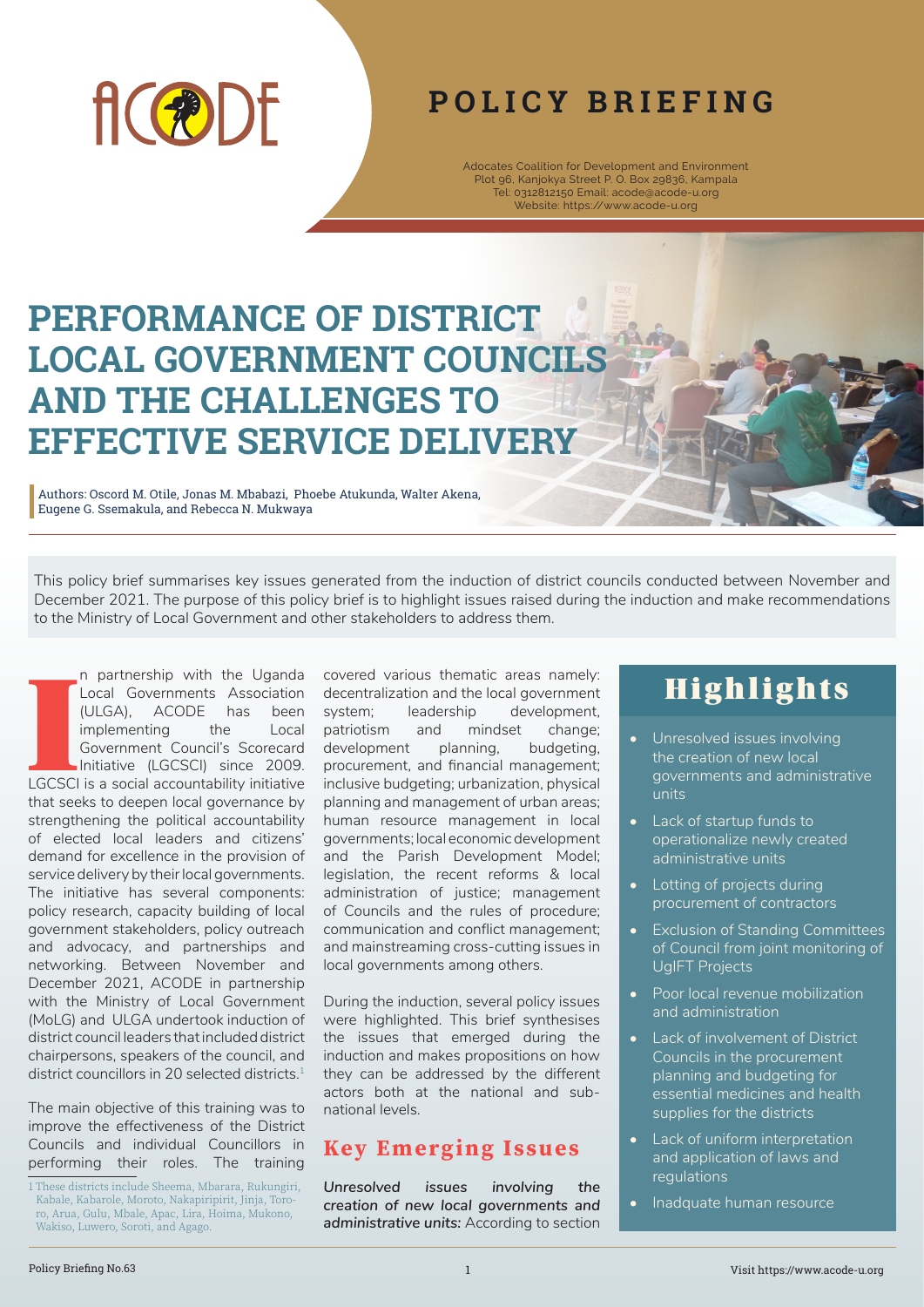# POLICY BRIEFING

Adocates Coalition for Development and Environment
Plot 96, Kanjokya Street P. O. Box 29836, Kampala
Tel: 0312812150 Email: acode@acode-u.org
Website: https://www.acode-u.org

# PERFORMANCE OF DISTRICT LOCAL GOVERNMENT COUNCILS AND THE CHALLENGES TO EFFECTIVE SERVICE DELIVERY

Authors: Oscord M. Otile, Jonas M. Mbabazi, Phoebe Atukunda, Walter Akena, Eugene G. Ssemakula, and Rebecca N. Mukwaya

This policy brief summarises key issues generated from the induction of district councils conducted between November and December 2021. The purpose of this policy brief is to highlight issues raised during the induction and make recommendations to the Ministry of Local Government and other stakeholders to address them.

In partnership with the Uganda Local Governments Association (ULGA), ACODE has been implementing the Local Government Council's Scorecard Initiative (LGCSCI) since 2009. LGCSCI is a social accountability initiative that seeks to deepen local governance by strengthening the political accountability of elected local leaders and citizens' demand for excellence in the provision of service delivery by their local governments. The initiative has several components: policy research, capacity building of local government stakeholders, policy outreach and advocacy, and partnerships and networking. Between November and December 2021, ACODE in partnership with the Ministry of Local Government (MoLG) and ULGA undertook induction of district council leaders that included district chairpersons, speakers of the council, and district councillors in 20 selected districts.[1]

The main objective of this training was to improve the effectiveness of the District Councils and individual Councillors in performing their roles. The training covered various thematic areas namely: decentralization and the local government system; leadership development, patriotism and mindset change; development planning, budgeting, procurement, and financial management; inclusive budgeting; urbanization, physical planning and management of urban areas; human resource management in local governments; local economic development and the Parish Development Model; legislation, the recent reforms & local administration of justice; management of Councils and the rules of procedure; communication and conflict management; and mainstreaming cross-cutting issues in local governments among others.

During the induction, several policy issues were highlighted. This brief synthesises the issues that emerged during the induction and makes propositions on how they can be addressed by the different actors both at the national and sub-national levels.

## Key Emerging Issues

***Unresolved issues involving the creation of new local governments and administrative units:*** According to section

[1] These districts include Sheema, Mbarara, Rukungiri, Kabale, Kabarole, Moroto, Nakapiripirit, Jinja, Tororo, Arua, Gulu, Mbale, Apac, Lira, Hoima, Mukono, Wakiso, Luwero, Soroti, and Agago.

## Highlights

- Unresolved issues involving the creation of new local governments and administrative units
- Lack of startup funds to operationalize newly created administrative units
- Lotting of projects during procurement of contractors
- Exclusion of Standing Committees of Council from joint monitoring of UgIFT Projects
- Poor local revenue mobilization and administration
- Lack of involvement of District Councils in the procurement planning and budgeting for essential medicines and health supplies for the districts
- Lack of uniform interpretation and application of laws and regulations
- Inadquate human resource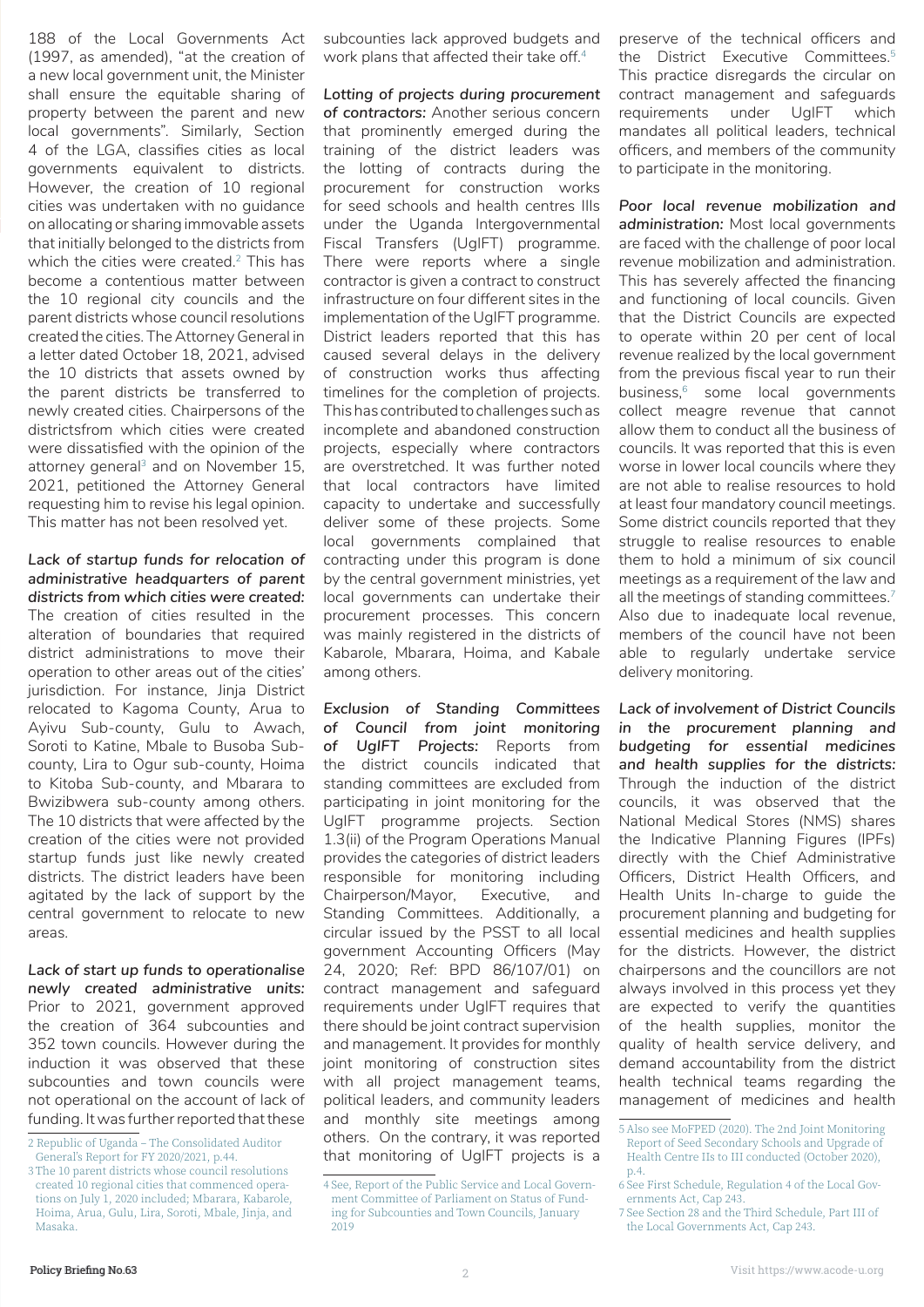188 of the Local Governments Act (1997, as amended), "at the creation of a new local government unit, the Minister shall ensure the equitable sharing of property between the parent and new local governments". Similarly, Section 4 of the LGA, classifies cities as local governments equivalent to districts. However, the creation of 10 regional cities was undertaken with no guidance on allocating or sharing immovable assets that initially belonged to the districts from which the cities were created.[2] This has become a contentious matter between the 10 regional city councils and the parent districts whose council resolutions created the cities. The Attorney General in a letter dated October 18, 2021, advised the 10 districts that assets owned by the parent districts be transferred to newly created cities. Chairpersons of the districtsfrom which cities were created were dissatisfied with the opinion of the attorney general[3] and on November 15, 2021, petitioned the Attorney General requesting him to revise his legal opinion. This matter has not been resolved yet.

***Lack of startup funds for relocation of administrative headquarters of parent districts from which cities were created:*** The creation of cities resulted in the alteration of boundaries that required district administrations to move their operation to other areas out of the cities' jurisdiction. For instance, Jinja District relocated to Kagoma County, Arua to Ayivu Sub-county, Gulu to Awach, Soroti to Katine, Mbale to Busoba Sub-county, Lira to Ogur sub-county, Hoima to Kitoba Sub-county, and Mbarara to Bwizibwera sub-county among others. The 10 districts that were affected by the creation of the cities were not provided startup funds just like newly created districts. The district leaders have been agitated by the lack of support by the central government to relocate to new areas.

***Lack of start up funds to operationalise newly created administrative units:*** Prior to 2021, government approved the creation of 364 subcounties and 352 town councils. However during the induction it was observed that these subcounties and town councils were not operational on the account of lack of funding. It was further reported that these subcounties lack approved budgets and work plans that affected their take off.[4]

***Lotting of projects during procurement of contractors:*** Another serious concern that prominently emerged during the training of the district leaders was the lotting of contracts during the procurement for construction works for seed schools and health centres IIIs under the Uganda Intergovernmental Fiscal Transfers (UgIFT) programme. There were reports where a single contractor is given a contract to construct infrastructure on four different sites in the implementation of the UgIFT programme. District leaders reported that this has caused several delays in the delivery of construction works thus affecting timelines for the completion of projects. This has contributed to challenges such as incomplete and abandoned construction projects, especially where contractors are overstretched. It was further noted that local contractors have limited capacity to undertake and successfully deliver some of these projects. Some local governments complained that contracting under this program is done by the central government ministries, yet local governments can undertake their procurement processes. This concern was mainly registered in the districts of Kabarole, Mbarara, Hoima, and Kabale among others.

***Exclusion of Standing Committees of Council from joint monitoring of UgIFT Projects:*** Reports from the district councils indicated that standing committees are excluded from participating in joint monitoring for the UgIFT programme projects. Section 1.3(ii) of the Program Operations Manual provides the categories of district leaders responsible for monitoring including Chairperson/Mayor, Executive, and Standing Committees. Additionally, a circular issued by the PSST to all local government Accounting Officers (May 24, 2020; Ref: BPD 86/107/01) on contract management and safeguard requirements under UgIFT requires that there should be joint contract supervision and management. It provides for monthly joint monitoring of construction sites with all project management teams, political leaders, and community leaders and monthly site meetings among others. On the contrary, it was reported that monitoring of UgIFT projects is a preserve of the technical officers and the District Executive Committees.[5] This practice disregards the circular on contract management and safeguards requirements under UgIFT which mandates all political leaders, technical officers, and members of the community to participate in the monitoring.

***Poor local revenue mobilization and administration:*** Most local governments are faced with the challenge of poor local revenue mobilization and administration. This has severely affected the financing and functioning of local councils. Given that the District Councils are expected to operate within 20 per cent of local revenue realized by the local government from the previous fiscal year to run their business,[6] some local governments collect meagre revenue that cannot allow them to conduct all the business of councils. It was reported that this is even worse in lower local councils where they are not able to realise resources to hold at least four mandatory council meetings. Some district councils reported that they struggle to realise resources to enable them to hold a minimum of six council meetings as a requirement of the law and all the meetings of standing committees.[7] Also due to inadequate local revenue, members of the council have not been able to regularly undertake service delivery monitoring.

***Lack of involvement of District Councils in the procurement planning and budgeting for essential medicines and health supplies for the districts:*** Through the induction of the district councils, it was observed that the National Medical Stores (NMS) shares the Indicative Planning Figures (IPFs) directly with the Chief Administrative Officers, District Health Officers, and Health Units In-charge to guide the procurement planning and budgeting for essential medicines and health supplies for the districts. However, the district chairpersons and the councillors are not always involved in this process yet they are expected to verify the quantities of the health supplies, monitor the quality of health service delivery, and demand accountability from the district health technical teams regarding the management of medicines and health

---

2 Republic of Uganda – The Consolidated Auditor General's Report for FY 2020/2021, p.44.

3 The 10 parent districts whose council resolutions created 10 regional cities that commenced operations on July 1, 2020 included; Mbarara, Kabarole, Hoima, Arua, Gulu, Lira, Soroti, Mbale, Jinja, and Masaka.

4 See, Report of the Public Service and Local Government Committee of Parliament on Status of Funding for Subcounties and Town Councils, January 2019

5 Also see MoFPED (2020). The 2nd Joint Monitoring Report of Seed Secondary Schools and Upgrade of Health Centre IIs to III conducted (October 2020), p.4.

6 See First Schedule, Regulation 4 of the Local Governments Act, Cap 243.

7 See Section 28 and the Third Schedule, Part III of the Local Governments Act, Cap 243.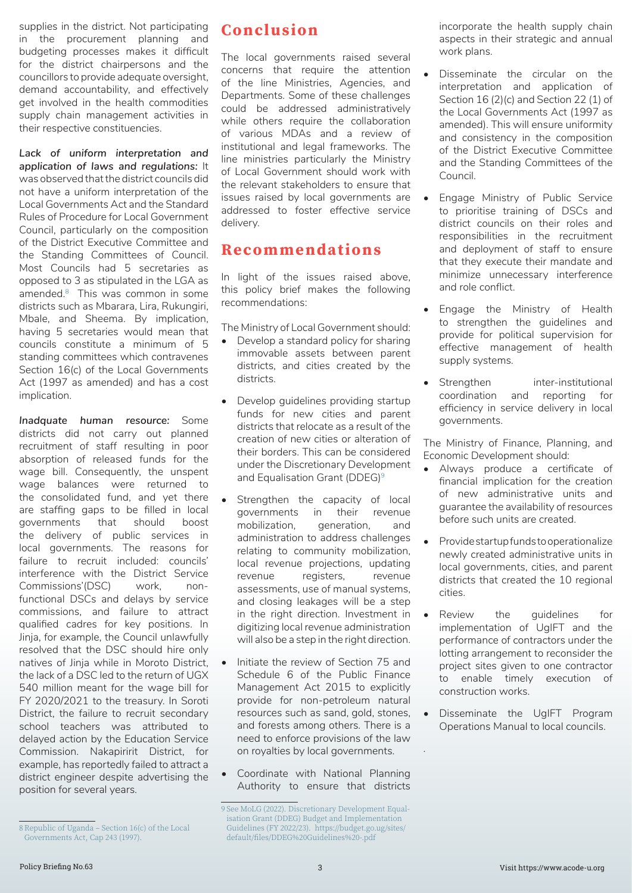supplies in the district. Not participating in the procurement planning and budgeting processes makes it difficult for the district chairpersons and the councillors to provide adequate oversight, demand accountability, and effectively get involved in the health commodities supply chain management activities in their respective constituencies.

***Lack of uniform interpretation and application of laws and regulations:*** It was observed that the district councils did not have a uniform interpretation of the Local Governments Act and the Standard Rules of Procedure for Local Government Council, particularly on the composition of the District Executive Committee and the Standing Committees of Council. Most Councils had 5 secretaries as opposed to 3 as stipulated in the LGA as amended.[8] This was common in some districts such as Mbarara, Lira, Rukungiri, Mbale, and Sheema. By implication, having 5 secretaries would mean that councils constitute a minimum of 5 standing committees which contravenes Section 16(c) of the Local Governments Act (1997 as amended) and has a cost implication.

***Inadquate human resource:*** Some districts did not carry out planned recruitment of staff resulting in poor absorption of released funds for the wage bill. Consequently, the unspent wage balances were returned to the consolidated fund, and yet there are staffing gaps to be filled in local governments that should boost the delivery of public services in local governments. The reasons for failure to recruit included: councils' interference with the District Service Commissions'(DSC) work, non-functional DSCs and delays by service commissions, and failure to attract qualified cadres for key positions. In Jinja, for example, the Council unlawfully resolved that the DSC should hire only natives of Jinja while in Moroto District, the lack of a DSC led to the return of UGX 540 million meant for the wage bill for FY 2020/2021 to the treasury. In Soroti District, the failure to recruit secondary school teachers was attributed to delayed action by the Education Service Commission. Nakapiripirit District, for example, has reportedly failed to attract a district engineer despite advertising the position for several years.

## Conclusion

The local governments raised several concerns that require the attention of the line Ministries, Agencies, and Departments. Some of these challenges could be addressed administratively while others require the collaboration of various MDAs and a review of institutional and legal frameworks. The line ministries particularly the Ministry of Local Government should work with the relevant stakeholders to ensure that issues raised by local governments are addressed to foster effective service delivery.

## Recommendations

In light of the issues raised above, this policy brief makes the following recommendations:

The Ministry of Local Government should:

- Develop a standard policy for sharing immovable assets between parent districts, and cities created by the districts.
- Develop guidelines providing startup funds for new cities and parent districts that relocate as a result of the creation of new cities or alteration of their borders. This can be considered under the Discretionary Development and Equalisation Grant (DDEG)[9]
- Strengthen the capacity of local governments in their revenue mobilization, generation, and administration to address challenges relating to community mobilization, local revenue projections, updating revenue registers, revenue assessments, use of manual systems, and closing leakages will be a step in the right direction. Investment in digitizing local revenue administration will also be a step in the right direction.
- Initiate the review of Section 75 and Schedule 6 of the Public Finance Management Act 2015 to explicitly provide for non-petroleum natural resources such as sand, gold, stones, and forests among others. There is a need to enforce provisions of the law on royalties by local governments.
- Coordinate with National Planning Authority to ensure that districts incorporate the health supply chain aspects in their strategic and annual work plans.
- Disseminate the circular on the interpretation and application of Section 16 (2)(c) and Section 22 (1) of the Local Governments Act (1997 as amended). This will ensure uniformity and consistency in the composition of the District Executive Committee and the Standing Committees of the Council.
- Engage Ministry of Public Service to prioritise training of DSCs and district councils on their roles and responsibilities in the recruitment and deployment of staff to ensure that they execute their mandate and minimize unnecessary interference and role conflict.
- Engage the Ministry of Health to strengthen the guidelines and provide for political supervision for effective management of health supply systems.
- Strengthen inter-institutional coordination and reporting for efficiency in service delivery in local governments.

The Ministry of Finance, Planning, and Economic Development should:

- Always produce a certificate of financial implication for the creation of new administrative units and guarantee the availability of resources before such units are created.
- Provide startup funds to operationalize newly created administrative units in local governments, cities, and parent districts that created the 10 regional cities.
- Review the guidelines for implementation of UgIFT and the performance of contractors under the lotting arrangement to reconsider the project sites given to one contractor to enable timely execution of construction works.
- Disseminate the UgIFT Program Operations Manual to local councils.

---

8 Republic of Uganda – Section 16(c) of the Local Governments Act, Cap 243 (1997).

9 See MoLG (2022). Discretionary Development Equalisation Grant (DDEG) Budget and Implementation Guidelines (FY 2022/23). https://budget.go.ug/sites/default/files/DDEG%20Guidelines%20-.pdf